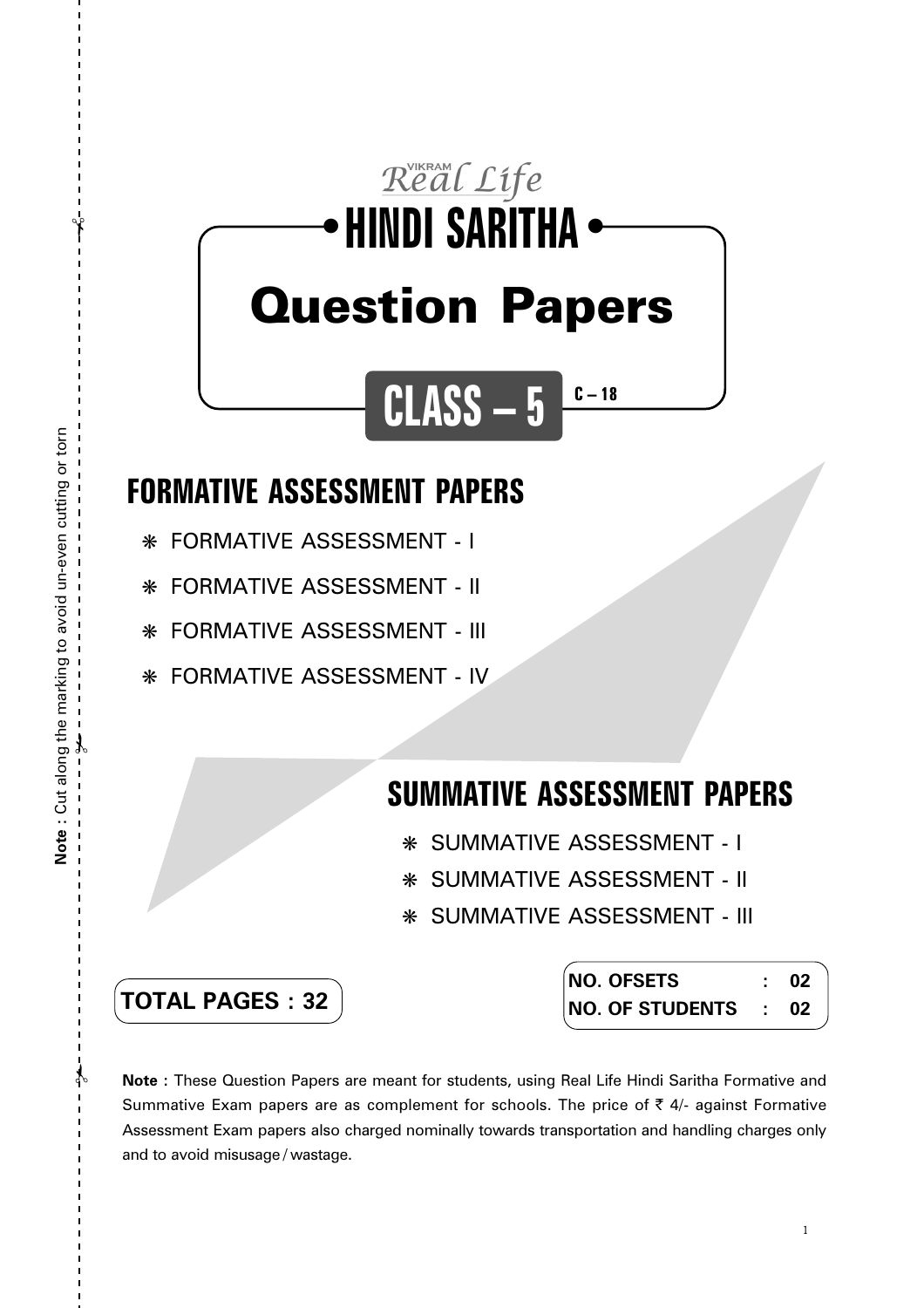*VIKRAM Real Life*

# HINDI SARITHA

# Question Papers

## CLASS – 5

C – 18

## FORMATIVE ASSESSMENT PAPERS

- ❋ FORMATIVE ASSESSMENT - I
- ❋ FORMATIVE ASSESSMENT - II
- ❋ FORMATIVE ASSESSMENT - III
- ❋ FORMATIVE ASSESSMENT - IV

## SUMMATIVE ASSESSMENT PAPERS

- ❋ SUMMATIVE ASSESSMENT - I
- ❋ SUMMATIVE ASSESSMENT - II
- ❋ SUMMATIVE ASSESSMENT - III

**TOTAL PAGES : 32**

| | | |
|---|---|---|
| **NO. OFSETS** | : | **02** |
| **NO. OF STUDENTS** | : | **02** |

**Note :** These Question Papers are meant for students, using Real Life Hindi Saritha Formative and Summative Exam papers are as complement for schools. The price of ₹ 4/- against Formative Assessment Exam papers also charged nominally towards transportation and handling charges only and to avoid misusage / wastage.

**Note** : Cut along the marking to avoid un-even cutting or torn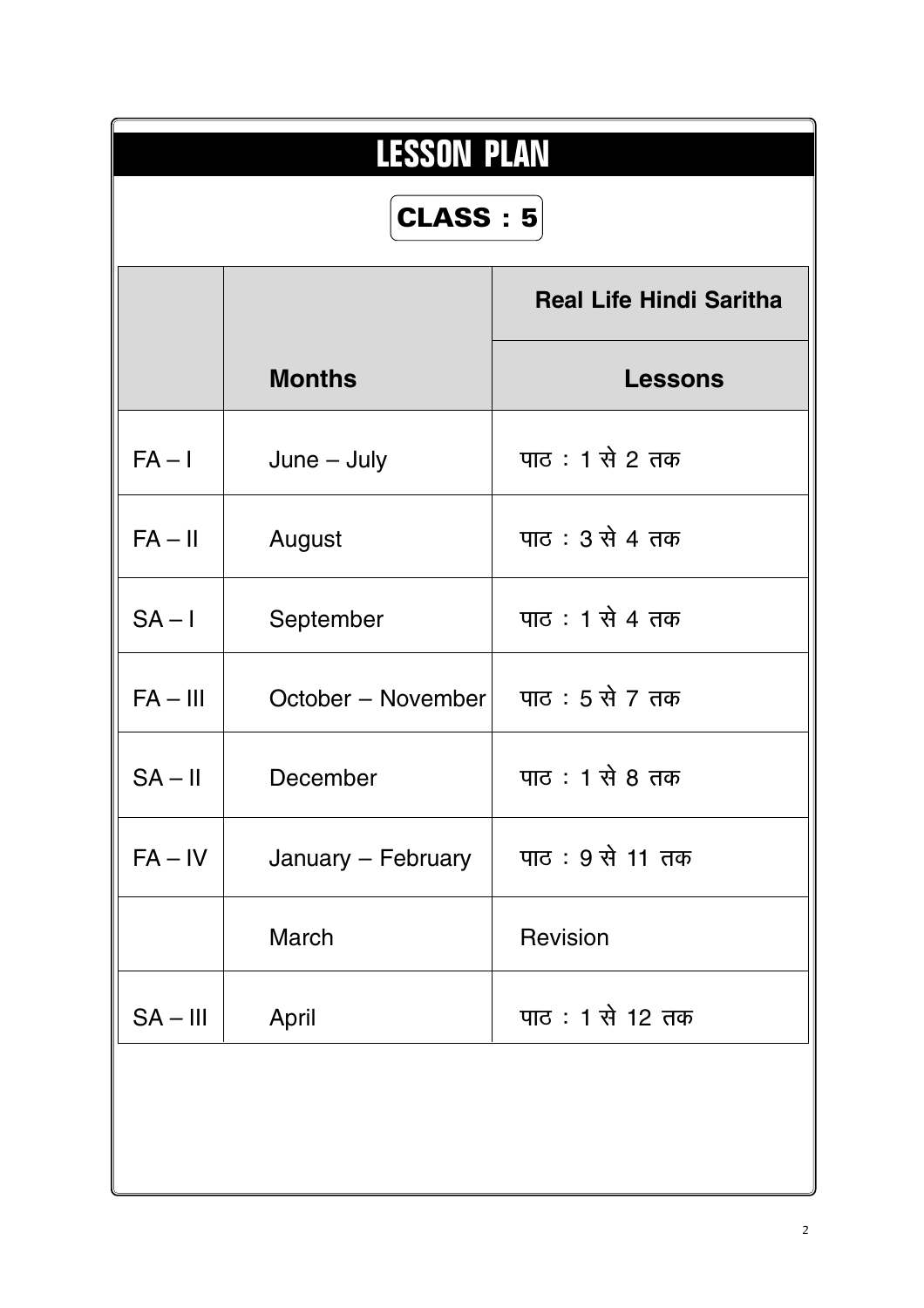# LESSON PLAN

## CLASS : 5

| | | Real Life Hindi Saritha |
|---|---|---|
| | **Months** | **Lessons** |
| FA – I | June – July | पाठ : 1 से 2 तक |
| FA – II | August | पाठ : 3 से 4 तक |
| SA – I | September | पाठ : 1 से 4 तक |
| FA – III | October – November | पाठ : 5 से 7 तक |
| SA – II | December | पाठ : 1 से 8 तक |
| FA – IV | January – February | पाठ : 9 से 11 तक |
| | March | Revision |
| SA – III | April | पाठ : 1 से 12 तक |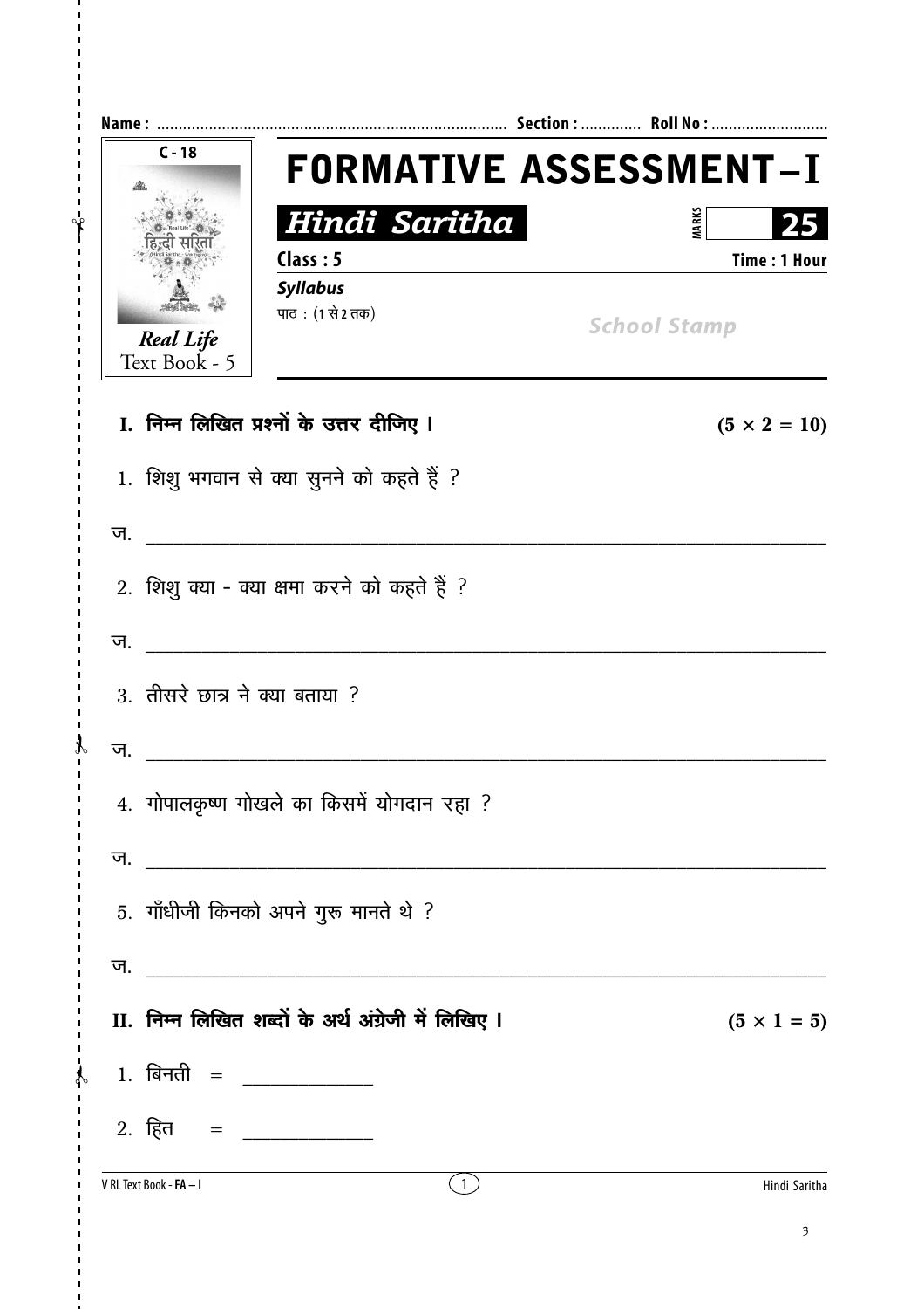Name : ................................................................................ Section : ............. Roll No : ..........................

C - 18

Real Life
Text Book - 5

# FORMATIVE ASSESSMENT – I

## *Hindi Saritha*

MARKS 25

Class : 5

Time : 1 Hour

***Syllabus***

पाठ : (1 से 2 तक)

*School Stamp*

**I. निम्न लिखित प्रश्नों के उत्तर दीजिए ।** **$(5 \times 2 = 10)$**

1. शिशु भगवान से क्या सुनने को कहते हैं ?

ज. ______________________________________________________________

2. शिशु क्या - क्या क्षमा करने को कहते हैं ?

ज. ______________________________________________________________

3. तीसरे छात्र ने क्या बताया ?

ज. ______________________________________________________________

4. गोपालकृष्ण गोखले का किसमें योगदान रहा ?

ज. ______________________________________________________________

5. गाँधीजी किनको अपने गुरू मानते थे ?

ज. ______________________________________________________________

**II. निम्न लिखित शब्दों के अर्थ अंग्रेजी में लिखिए ।** **$(5 \times 1 = 5)$**

1. बिनती = ____________

2. हित = ____________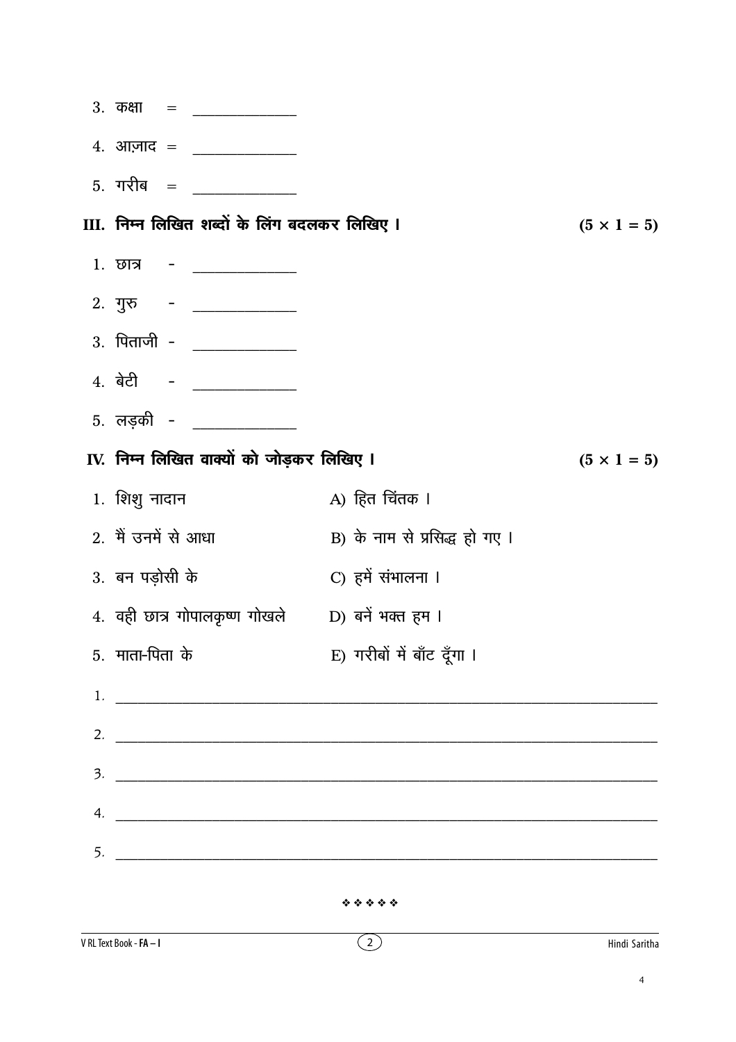3. कक्षा = ______________

4. आज़ाद = ______________

5. गरीब = ______________

**III. निम्न लिखित शब्दों के लिंग बदलकर लिखिए ।** **(5 × 1 = 5)**

1. छात्र - ______________

2. गुरु - ______________

3. पिताजी - ______________

4. बेटी - ______________

5. लड़की - ______________

**IV. निम्न लिखित वाक्यों को जोड़कर लिखिए ।** **(5 × 1 = 5)**

| | |
|---|---|
| 1. शिशु नादान | A) हित चिंतक । |
| 2. मैं उनमें से आधा | B) के नाम से प्रसिद्ध हो गए । |
| 3. बन पड़ोसी के | C) हमें संभालना । |
| 4. वही छात्र गोपालकृष्ण गोखले | D) बनें भक्त हम । |
| 5. माता-पिता के | E) गरीबों में बाँट दूँगा । |

1. ______________________________________________

2. ______________________________________________

3. ______________________________________________

4. ______________________________________________

5. ______________________________________________

❖ ❖ ❖ ❖ ❖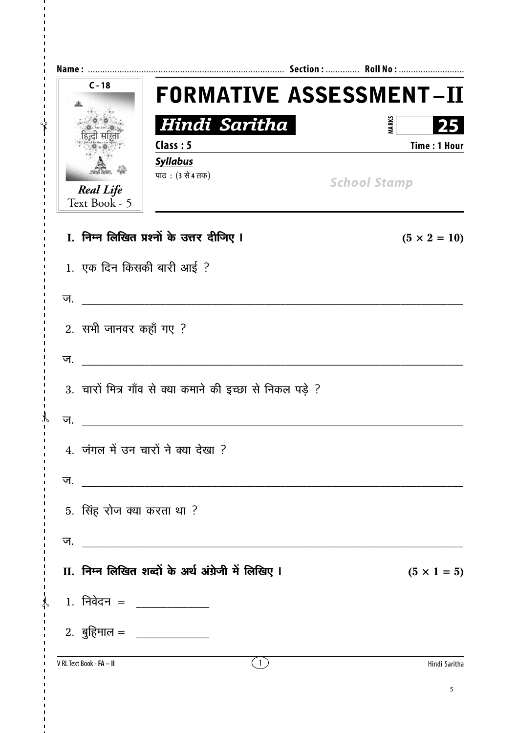Name : ............................................................................... Section : ............. Roll No : ..........................

C - 18

Real Life
Text Book - 5

# FORMATIVE ASSESSMENT – II

## Hindi Saritha

MARKS 25

Class : 5 Time : 1 Hour

***Syllabus***

पाठ : (3 से 4 तक)

*School Stamp*

**I. निम्न लिखित प्रश्नों के उत्तर दीजिए ।** **(5 × 2 = 10)**

1. एक दिन किसकी बारी आई ?

ज. ________________________________________________________________

2. सभी जानवर कहाँ गए ?

ज. ________________________________________________________________

3. चारों मित्र गाँव से क्या कमाने की इच्छा से निकल पड़े ?

ज. ________________________________________________________________

4. जंगल में उन चारों ने क्या देखा ?

ज. ________________________________________________________________

5. सिंह रोज क्या करता था ?

ज. ________________________________________________________________

**II. निम्न लिखित शब्दों के अर्थ अंग्रेजी में लिखिए ।** **(5 × 1 = 5)**

1. निवेदन = ____________

2. बुद्दिमाल = ____________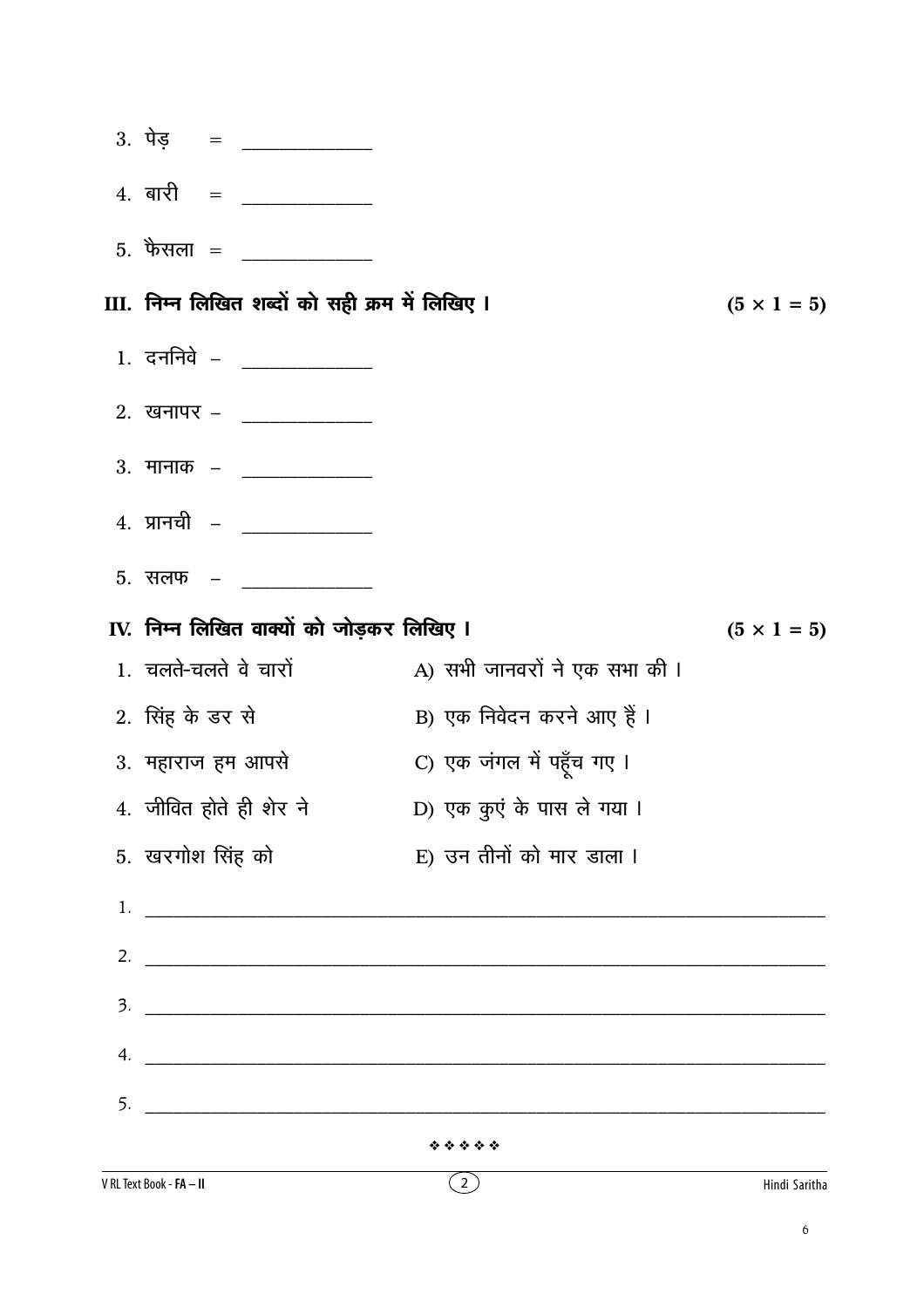3. पेड़ = ______________

4. बारी = ______________

5. फैसला = ______________

**III. निम्न लिखित शब्दों को सही क्रम में लिखिए ।** **(5 × 1 = 5)**

1. दननिवे – ______________

2. खनापर – ______________

3. मानाक – ______________

4. प्रानची – ______________

5. सलफ – ______________

**IV. निम्न लिखित वाक्यों को जोड़कर लिखिए ।** **(5 × 1 = 5)**

| | |
|---|---|
| 1. चलते-चलते वे चारों | A) सभी जानवरों ने एक सभा की । |
| 2. सिंह के डर से | B) एक निवेदन करने आए हैं । |
| 3. महाराज हम आपसे | C) एक जंगल में पहूँच गए । |
| 4. जीवित होते ही शेर ने | D) एक कुएं के पास ले गया । |
| 5. खरगोश सिंह को | E) उन तीनों को मार डाला । |

1. ________________________________________________

2. ________________________________________________

3. ________________________________________________

4. ________________________________________________

5. ________________________________________________

❖ ❖ ❖ ❖ ❖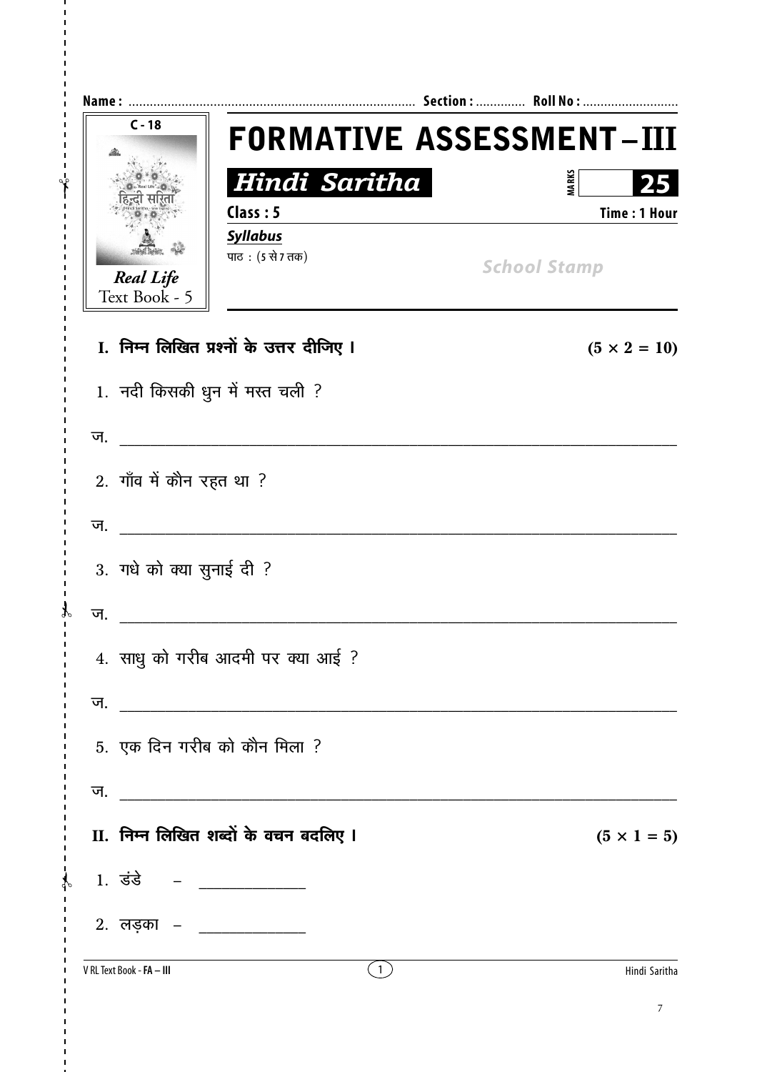Name : ............................................................................... Section : ............. Roll No : ..........................

C - 18

*Real Life*
Text Book - 5

# FORMATIVE ASSESSMENT – III

## *Hindi Saritha*

MARKS 25

Class : 5 Time : 1 Hour

***Syllabus***

पाठ : (5 से 7 तक)

School Stamp

**I. निम्न लिखित प्रश्नों के उत्तर दीजिए ।** **(5 × 2 = 10)**

1. नदी किसकी धुन में मस्त चली ?

ज. ______________________________________________

2. गाँव में कौन रहत था ?

ज. ______________________________________________

3. गधे को क्या सुनाई दी ?

ज. ______________________________________________

4. साधु को गरीब आदमी पर क्या आई ?

ज. ______________________________________________

5. एक दिन गरीब को कौन मिला ?

ज. ______________________________________________

**II. निम्न लिखित शब्दों के वचन बदलिए ।** **(5 × 1 = 5)**

1. डंडे – ____________

2. लड़का – ____________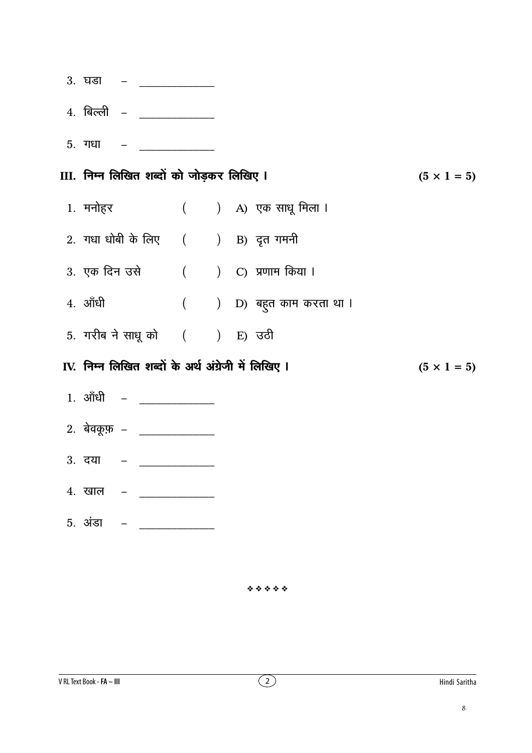3. घडा – \_\_\_\_\_\_\_\_\_\_\_\_

4. बिल्ली – \_\_\_\_\_\_\_\_\_\_\_\_

5. गधा – \_\_\_\_\_\_\_\_\_\_\_\_

## III. निम्न लिखित शब्दों को जोड़कर लिखिए । (5 × 1 = 5)

1. मनोहर ( ) A) एक साधू मिला ।
2. गधा धोबी के लिए ( ) B) दृत गमनी
3. एक दिन उसे ( ) C) प्रणाम किया ।
4. आँधी ( ) D) बहुत काम करता था ।
5. गरीब ने साधू को ( ) E) उठी

## IV. निम्न लिखित शब्दों के अर्थ अंग्रेजी में लिखिए । (5 × 1 = 5)

1. आँधी – \_\_\_\_\_\_\_\_\_\_\_\_
2. बेवकूफ़ – \_\_\_\_\_\_\_\_\_\_\_\_
3. दया – \_\_\_\_\_\_\_\_\_\_\_\_
4. खाल – \_\_\_\_\_\_\_\_\_\_\_\_
5. अंडा – \_\_\_\_\_\_\_\_\_\_\_\_

❖❖❖❖❖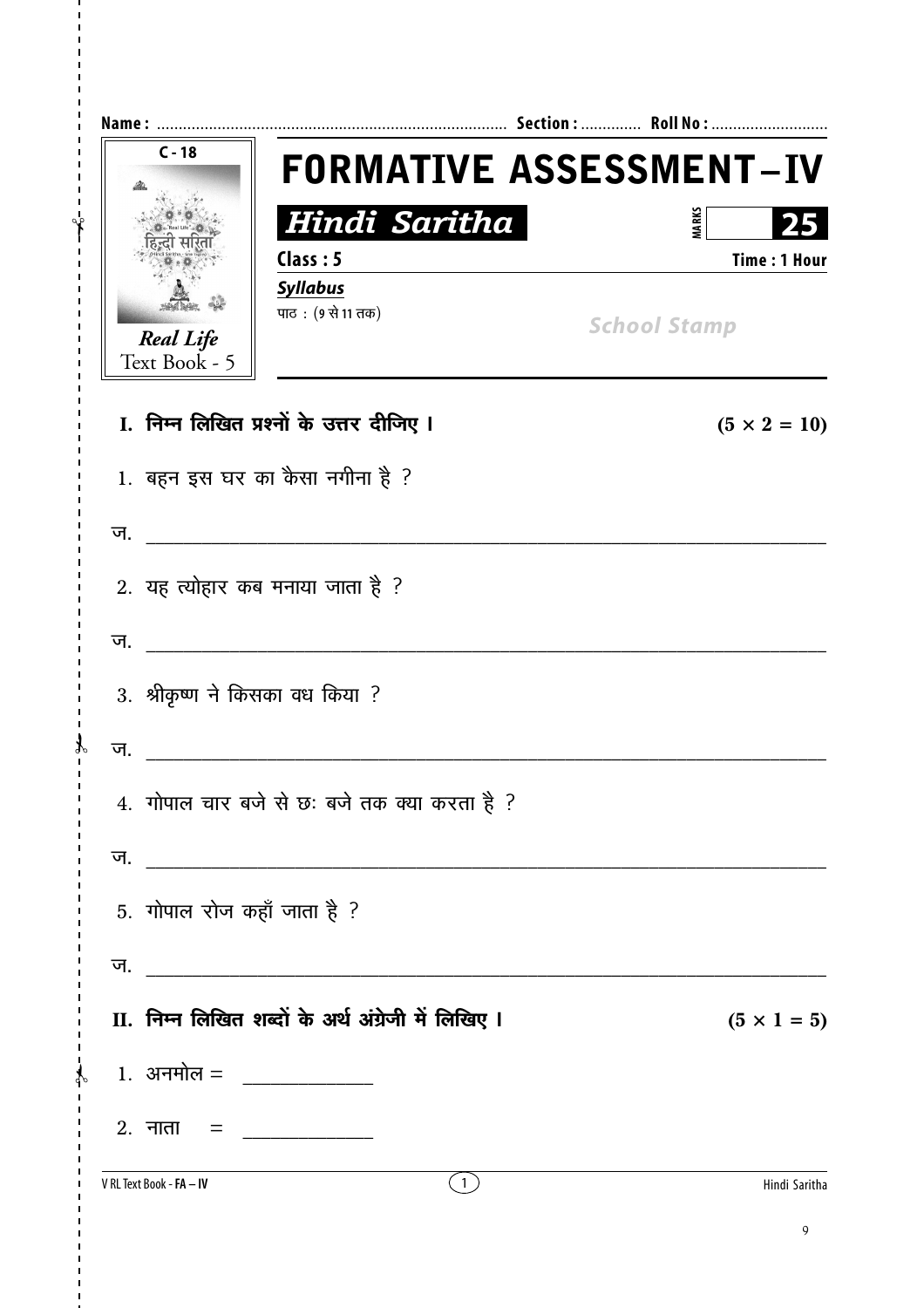Name : ........................................................................... Section : ............. Roll No : ..........................

C - 18

हिन्दी सरिता

*Real Life*
Text Book - 5

# FORMATIVE ASSESSMENT – IV

***Hindi Saritha***

MARKS 25

Class : 5 — Time : 1 Hour

***Syllabus***

पाठ : (9 से 11 तक)

*School Stamp*

## I. निम्न लिखित प्रश्नों के उत्तर दीजिए । ($5 \times 2 = 10$)

1. बहन इस घर का कैसा नगीना है ?

ज. ____________________________________________

2. यह त्योहार कब मनाया जाता है ?

ज. ____________________________________________

3. श्रीकृष्ण ने किसका वध किया ?

ज. ____________________________________________

4. गोपाल चार बजे से छः बजे तक क्या करता है ?

ज. ____________________________________________

5. गोपाल रोज कहाँ जाता है ?

ज. ____________________________________________

## II. निम्न लिखित शब्दों के अर्थ अंग्रेजी में लिखिए । ($5 \times 1 = 5$)

1. अनमोल = ____________

2. नाता = ____________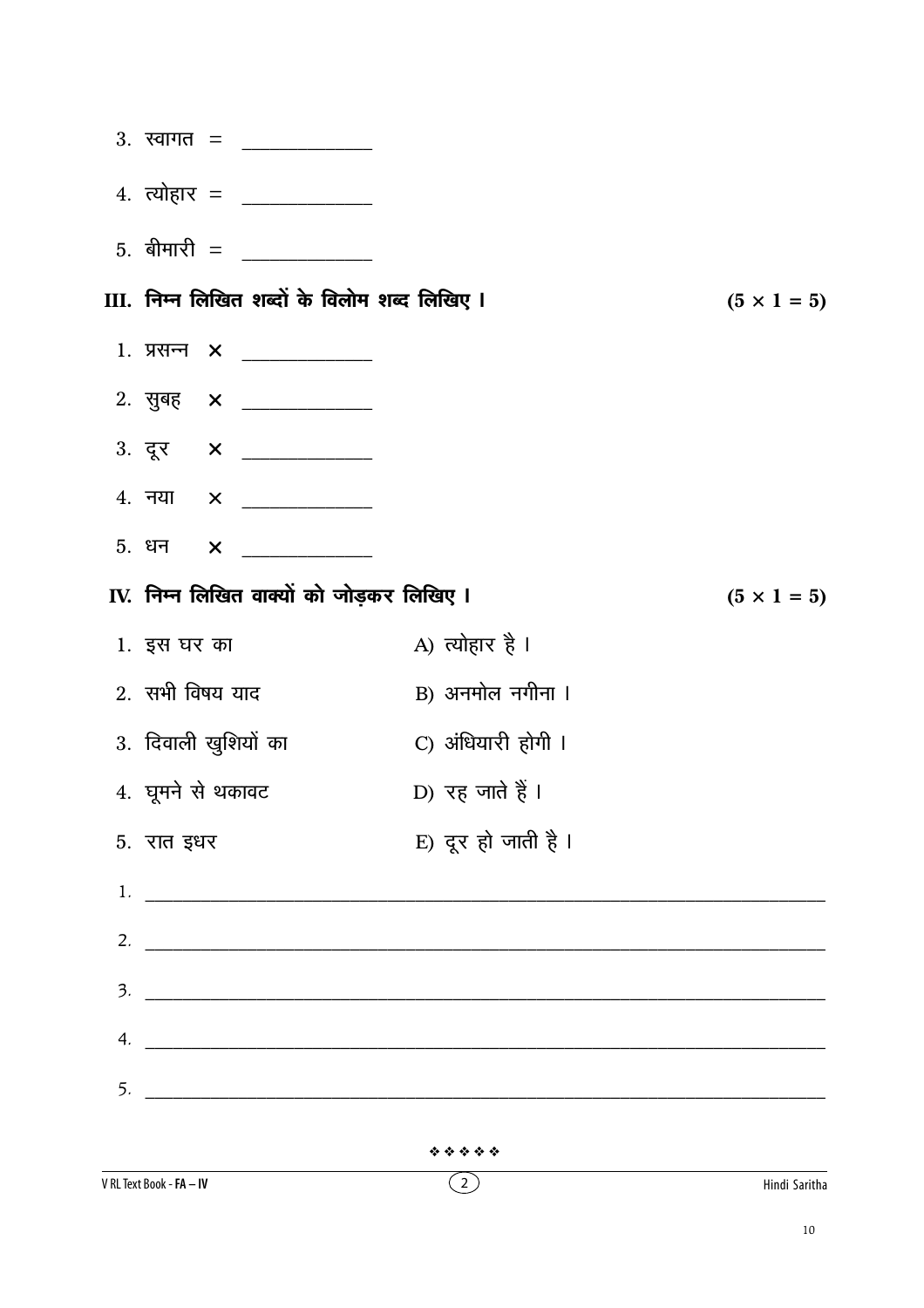3. स्वागत = _____________

4. त्योहार = _____________

5. बीमारी = _____________

**III. निम्न लिखित शब्दों के विलोम शब्द लिखिए ।** **(5 × 1 = 5)**

1. प्रसन्न × _____________
2. सुबह × _____________
3. दूर × _____________
4. नया × _____________
5. धन × _____________

**IV. निम्न लिखित वाक्यों को जोड़कर लिखिए ।** **(5 × 1 = 5)**

| | |
|---|---|
| 1. इस घर का | A) त्योहार है । |
| 2. सभी विषय याद | B) अनमोल नगीना । |
| 3. दिवाली खुशियों का | C) अंधियारी होगी । |
| 4. घूमने से थकावट | D) रह जाते हैं । |
| 5. रात इधर | E) दूर हो जाती है । |

1. _____________________________________________
2. _____________________________________________
3. _____________________________________________
4. _____________________________________________
5. _____________________________________________

❖❖❖❖❖